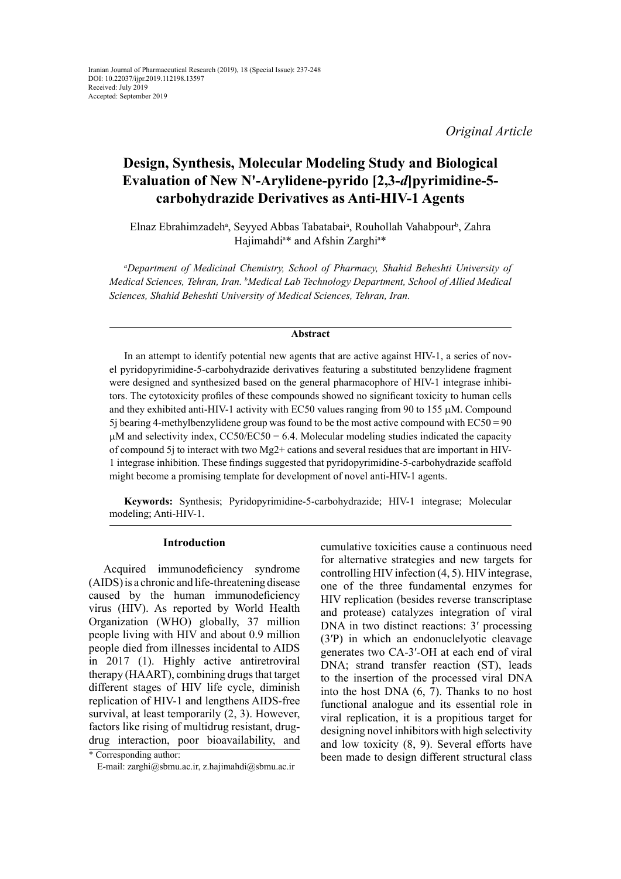Iranian Journal of Pharmaceutical Research (2019), 18 (Special Issue): 237-248
DOI: 10.22037/ijpr.2019.112198.13597
Received: July 2019
Accepted: September 2019

*Original Article*

# Design, Synthesis, Molecular Modeling Study and Biological Evaluation of New N'-Arylidene-pyrido [2,3-*d*]pyrimidine-5-carbohydrazide Derivatives as Anti-HIV-1 Agents

Elnaz Ebrahimzadeh[a], Seyyed Abbas Tabatabai[a], Rouhollah Vahabpour[b], Zahra Hajimahdi[a]* and Afshin Zarghi[a]*

*[a]Department of Medicinal Chemistry, School of Pharmacy, Shahid Beheshti University of Medical Sciences, Tehran, Iran. [b]Medical Lab Technology Department, School of Allied Medical Sciences, Shahid Beheshti University of Medical Sciences, Tehran, Iran.*

## Abstract

In an attempt to identify potential new agents that are active against HIV-1, a series of novel pyridopyrimidine-5-carbohydrazide derivatives featuring a substituted benzylidene fragment were designed and synthesized based on the general pharmacophore of HIV-1 integrase inhibitors. The cytotoxicity profiles of these compounds showed no significant toxicity to human cells and they exhibited anti-HIV-1 activity with EC50 values ranging from 90 to 155 μM. Compound 5j bearing 4-methylbenzylidene group was found to be the most active compound with EC50 = 90 μM and selectivity index, CC50/EC50 = 6.4. Molecular modeling studies indicated the capacity of compound 5j to interact with two $Mg^{2+}$ cations and several residues that are important in HIV-1 integrase inhibition. These findings suggested that pyridopyrimidine-5-carbohydrazide scaffold might become a promising template for development of novel anti-HIV-1 agents.

**Keywords:** Synthesis; Pyridopyrimidine-5-carbohydrazide; HIV-1 integrase; Molecular modeling; Anti-HIV-1.

## Introduction

Acquired immunodeficiency syndrome (AIDS) is a chronic and life-threatening disease caused by the human immunodeficiency virus (HIV). As reported by World Health Organization (WHO) globally, 37 million people living with HIV and about 0.9 million people died from illnesses incidental to AIDS in 2017 (1). Highly active antiretroviral therapy (HAART), combining drugs that target different stages of HIV life cycle, diminish replication of HIV-1 and lengthens AIDS-free survival, at least temporarily (2, 3). However, factors like rising of multidrug resistant, drug-drug interaction, poor bioavailability, and cumulative toxicities cause a continuous need for alternative strategies and new targets for controlling HIV infection (4, 5). HIV integrase, one of the three fundamental enzymes for HIV replication (besides reverse transcriptase and protease) catalyzes integration of viral DNA in two distinct reactions: 3′ processing (3′P) in which an endonuclelyotic cleavage generates two CA-3′-OH at each end of viral DNA; strand transfer reaction (ST), leads to the insertion of the processed viral DNA into the host DNA (6, 7). Thanks to no host functional analogue and its essential role in viral replication, it is a propitious target for designing novel inhibitors with high selectivity and low toxicity (8, 9). Several efforts have been made to design different structural class

\* Corresponding author:
E-mail: zarghi@sbmu.ac.ir, z.hajimahdi@sbmu.ac.ir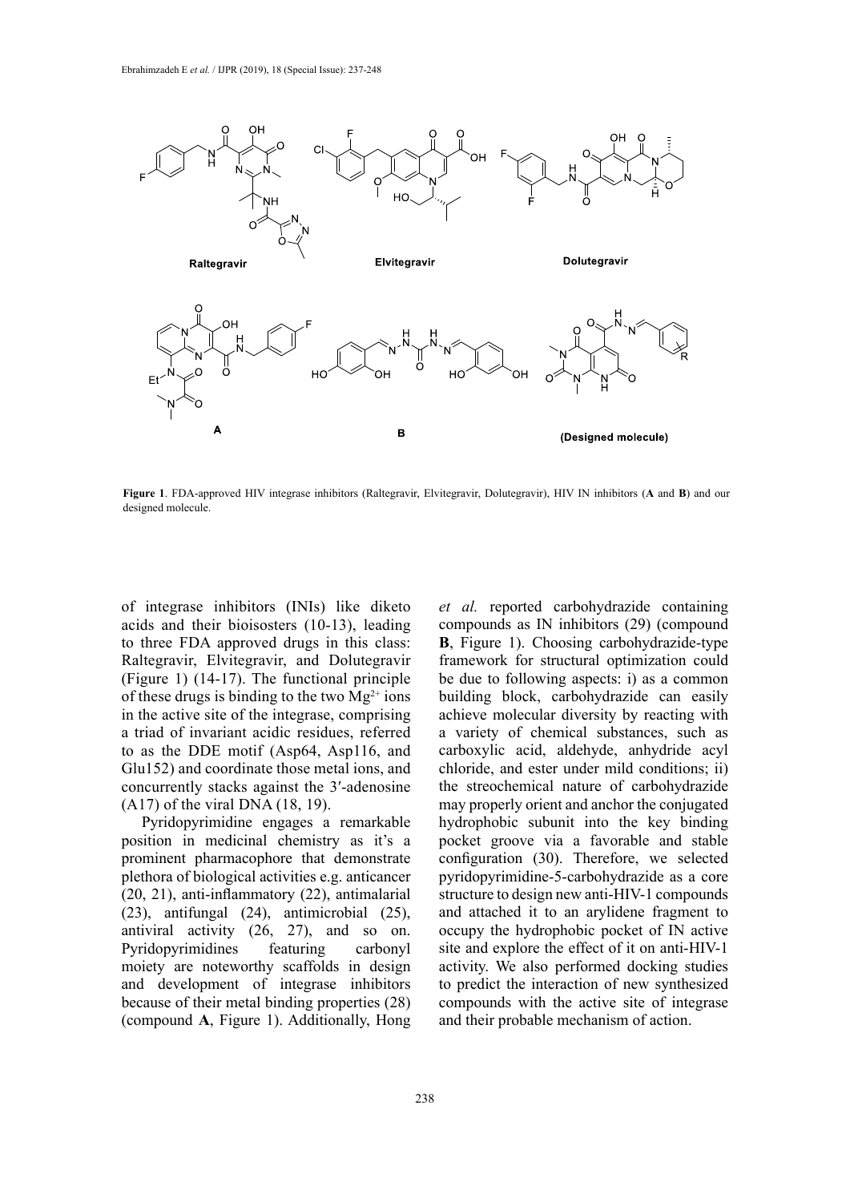**Figure 1**. FDA-approved HIV integrase inhibitors (Raltegravir, Elvitegravir, Dolutegravir), HIV IN inhibitors (**A** and **B**) and our designed molecule.

of integrase inhibitors (INIs) like diketo acids and their bioisosters (10-13), leading to three FDA approved drugs in this class: Raltegravir, Elvitegravir, and Dolutegravir (Figure 1) (14-17). The functional principle of these drugs is binding to the two $Mg^{2+}$ ions in the active site of the integrase, comprising a triad of invariant acidic residues, referred to as the DDE motif (Asp64, Asp116, and Glu152) and coordinate those metal ions, and concurrently stacks against the 3′-adenosine (A17) of the viral DNA (18, 19).

Pyridopyrimidine engages a remarkable position in medicinal chemistry as it's a prominent pharmacophore that demonstrate plethora of biological activities e.g. anticancer (20, 21), anti-inflammatory (22), antimalarial (23), antifungal (24), antimicrobial (25), antiviral activity (26, 27), and so on. Pyridopyrimidines featuring carbonyl moiety are noteworthy scaffolds in design and development of integrase inhibitors because of their metal binding properties (28) (compound **A**, Figure 1). Additionally, Hong *et al.* reported carbohydrazide containing compounds as IN inhibitors (29) (compound **B**, Figure 1). Choosing carbohydrazide-type framework for structural optimization could be due to following aspects: i) as a common building block, carbohydrazide can easily achieve molecular diversity by reacting with a variety of chemical substances, such as carboxylic acid, aldehyde, anhydride acyl chloride, and ester under mild conditions; ii) the streochemical nature of carbohydrazide may properly orient and anchor the conjugated hydrophobic subunit into the key binding pocket groove via a favorable and stable configuration (30). Therefore, we selected pyridopyrimidine-5-carbohydrazide as a core structure to design new anti-HIV-1 compounds and attached it to an arylidene fragment to occupy the hydrophobic pocket of IN active site and explore the effect of it on anti-HIV-1 activity. We also performed docking studies to predict the interaction of new synthesized compounds with the active site of integrase and their probable mechanism of action.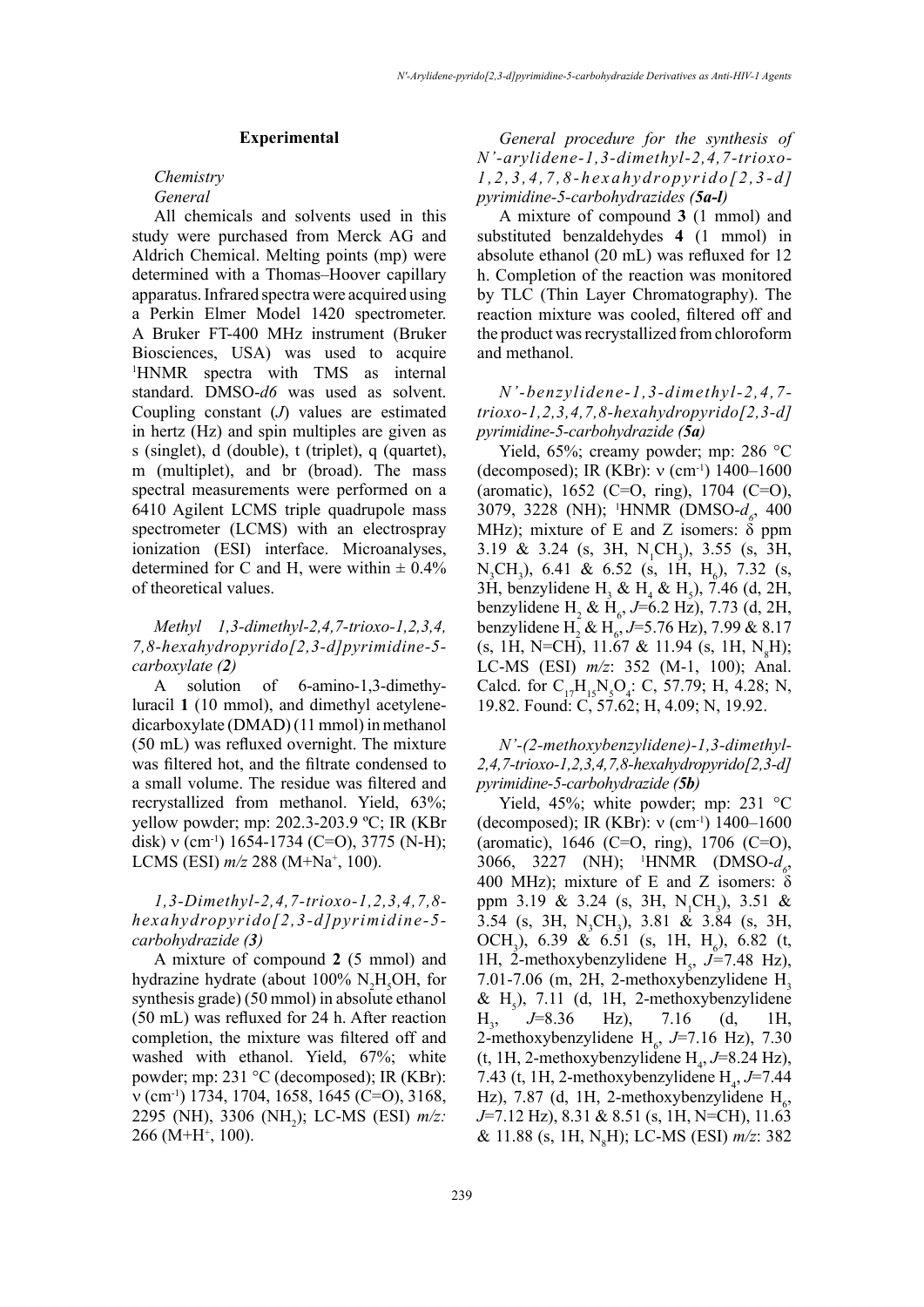## Experimental

*Chemistry*

*General*

All chemicals and solvents used in this study were purchased from Merck AG and Aldrich Chemical. Melting points (mp) were determined with a Thomas–Hoover capillary apparatus. Infrared spectra were acquired using a Perkin Elmer Model 1420 spectrometer. A Bruker FT-400 MHz instrument (Bruker Biosciences, USA) was used to acquire $^1$HNMR spectra with TMS as internal standard. DMSO-*d6* was used as solvent. Coupling constant (*J*) values are estimated in hertz (Hz) and spin multiples are given as s (singlet), d (double), t (triplet), q (quartet), m (multiplet), and br (broad). The mass spectral measurements were performed on a 6410 Agilent LCMS triple quadrupole mass spectrometer (LCMS) with an electrospray ionization (ESI) interface. Microanalyses, determined for C and H, were within ± 0.4% of theoretical values.

*Methyl 1,3-dimethyl-2,4,7-trioxo-1,2,3,4,7,8-hexahydropyrido[2,3-d]pyrimidine-5-carboxylate (**2**)*

A solution of 6-amino-1,3-dimethyluracil **1** (10 mmol), and dimethyl acetylenedicarboxylate (DMAD) (11 mmol) in methanol (50 mL) was refluxed overnight. The mixture was filtered hot, and the filtrate condensed to a small volume. The residue was filtered and recrystallized from methanol. Yield, 63%; yellow powder; mp: 202.3-203.9 ºC; IR (KBr disk) ν (cm$^{-1}$) 1654-1734 (C=O), 3775 (N-H); LCMS (ESI) *m/z* 288 (M+Na$^+$, 100).

*1,3-Dimethyl-2,4,7-trioxo-1,2,3,4,7,8-hexahydropyrido[2,3-d]pyrimidine-5-carbohydrazide (**3**)*

A mixture of compound **2** (5 mmol) and hydrazine hydrate (about 100% $N_2H_5OH$, for synthesis grade) (50 mmol) in absolute ethanol (50 mL) was refluxed for 24 h. After reaction completion, the mixture was filtered off and washed with ethanol. Yield, 67%; white powder; mp: 231 °C (decomposed); IR (KBr): ν (cm$^{-1}$) 1734, 1704, 1658, 1645 (C=O), 3168, 2295 (NH), 3306 ($NH_2$); LC-MS (ESI) *m/z:* 266 (M+H$^+$, 100).

*General procedure for the synthesis of N'-arylidene-1,3-dimethyl-2,4,7-trioxo-1,2,3,4,7,8-hexahydropyrido[2,3-d]pyrimidine-5-carbohydrazides (**5a-l**)*

A mixture of compound **3** (1 mmol) and substituted benzaldehydes **4** (1 mmol) in absolute ethanol (20 mL) was refluxed for 12 h. Completion of the reaction was monitored by TLC (Thin Layer Chromatography). The reaction mixture was cooled, filtered off and the product was recrystallized from chloroform and methanol.

*N'-benzylidene-1,3-dimethyl-2,4,7-trioxo-1,2,3,4,7,8-hexahydropyrido[2,3-d]pyrimidine-5-carbohydrazide (**5a**)*

Yield, 65%; creamy powder; mp: 286 °C (decomposed); IR (KBr): ν (cm$^{-1}$) 1400–1600 (aromatic), 1652 (C=O, ring), 1704 (C=O), 3079, 3228 (NH); $^1$HNMR (DMSO-$d_6$, 400 MHz); mixture of E and Z isomers: δ ppm 3.19 & 3.24 (s, 3H, $N_1CH_3$), 3.55 (s, 3H, $N_3CH_3$), 6.41 & 6.52 (s, 1H, $H_6$), 7.32 (s, 3H, benzylidene $H_3$ & $H_4$ & $H_5$), 7.46 (d, 2H, benzylidene $H_2$ & $H_6$, *J*=6.2 Hz), 7.73 (d, 2H, benzylidene $H_2$ & $H_6$, *J*=5.76 Hz), 7.99 & 8.17 (s, 1H, N=CH), 11.67 & 11.94 (s, 1H, $N_8$H); LC-MS (ESI) *m/z*: 352 (M-1, 100); Anal. Calcd. for $C_{17}H_{15}N_5O_4$: C, 57.79; H, 4.28; N, 19.82. Found: C, 57.62; H, 4.09; N, 19.92.

*N'-(2-methoxybenzylidene)-1,3-dimethyl-2,4,7-trioxo-1,2,3,4,7,8-hexahydropyrido[2,3-d]pyrimidine-5-carbohydrazide (**5b**)*

Yield, 45%; white powder; mp: 231 °C (decomposed); IR (KBr): ν (cm$^{-1}$) 1400–1600 (aromatic), 1646 (C=O, ring), 1706 (C=O), 3066, 3227 (NH); $^1$HNMR (DMSO-$d_6$, 400 MHz); mixture of E and Z isomers: δ ppm 3.19 & 3.24 (s, 3H, $N_1CH_3$), 3.51 & 3.54 (s, 3H, $N_3CH_3$), 3.81 & 3.84 (s, 3H, $OCH_3$), 6.39 & 6.51 (s, 1H, $H_6$), 6.82 (t, 1H, 2-methoxybenzylidene $H_5$, *J*=7.48 Hz), 7.01-7.06 (m, 2H, 2-methoxybenzylidene $H_3$ & $H_5$), 7.11 (d, 1H, 2-methoxybenzylidene $H_3$, *J*=8.36 Hz), 7.16 (d, 1H, 2-methoxybenzylidene $H_6$, *J*=7.16 Hz), 7.30 (t, 1H, 2-methoxybenzylidene $H_4$, *J*=8.24 Hz), 7.43 (t, 1H, 2-methoxybenzylidene $H_4$, *J*=7.44 Hz), 7.87 (d, 1H, 2-methoxybenzylidene $H_6$, *J*=7.12 Hz), 8.31 & 8.51 (s, 1H, N=CH), 11.63 & 11.88 (s, 1H, $N_8$H); LC-MS (ESI) *m/z*: 382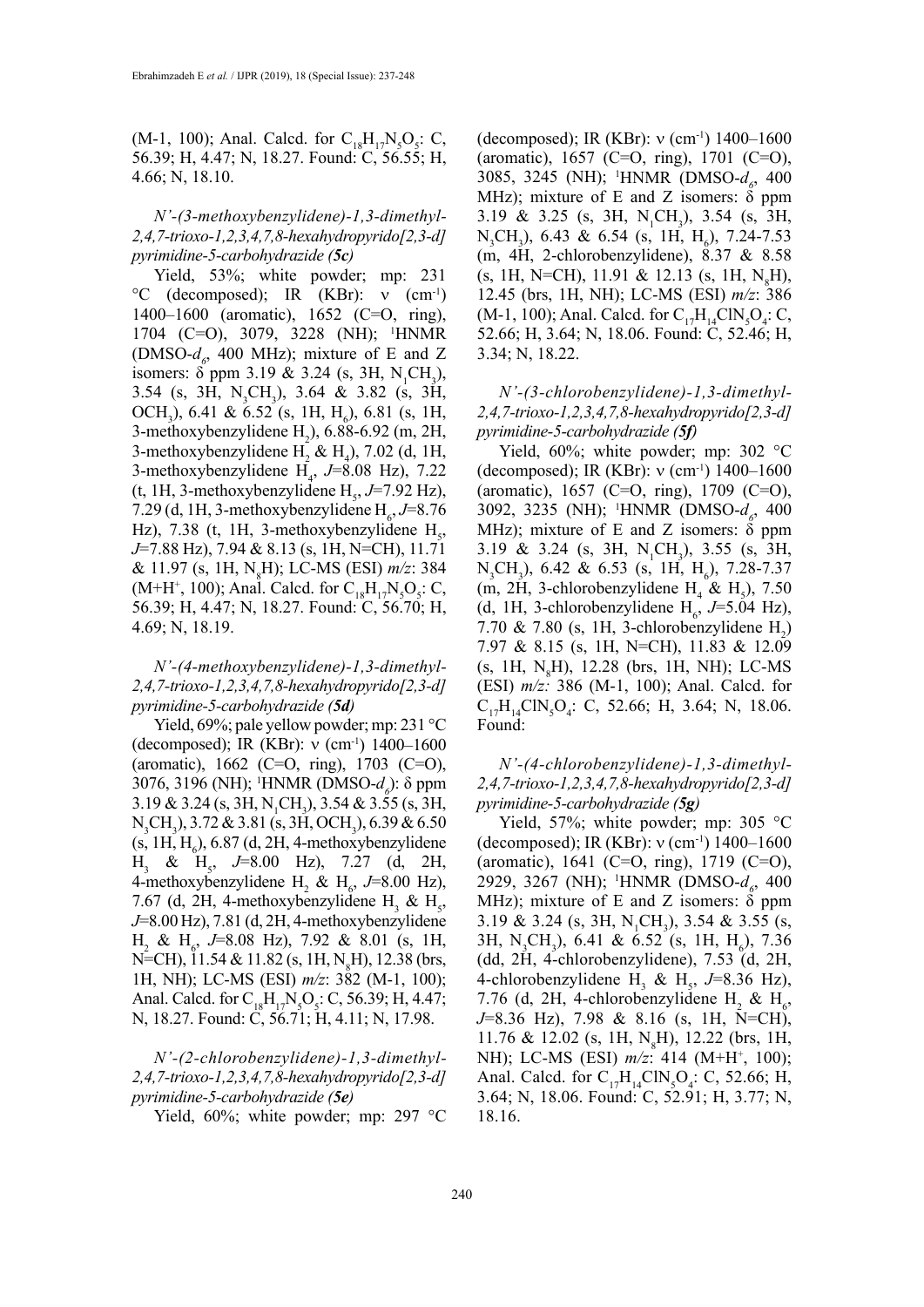(M-1, 100); Anal. Calcd. for $C_{18}H_{17}N_5O_5$: C, 56.39; H, 4.47; N, 18.27. Found: C, 56.55; H, 4.66; N, 18.10.

### *N'-(3-methoxybenzylidene)-1,3-dimethyl-2,4,7-trioxo-1,2,3,4,7,8-hexahydropyrido[2,3-d] pyrimidine-5-carbohydrazide (5c)*

Yield, 53%; white powder; mp: 231 °C (decomposed); IR (KBr): ν (cm$^{-1}$) 1400–1600 (aromatic), 1652 (C=O, ring), 1704 (C=O), 3079, 3228 (NH); $^1$HNMR (DMSO-$d_6$, 400 MHz); mixture of E and Z isomers: δ ppm 3.19 & 3.24 (s, 3H, $N_1CH_3$), 3.54 (s, 3H, $N_3CH_3$), 3.64 & 3.82 (s, 3H, $OCH_3$), 6.41 & 6.52 (s, 1H, $H_6$), 6.81 (s, 1H, 3-methoxybenzylidene $H_2$), 6.88-6.92 (m, 2H, 3-methoxybenzylidene $H_2$ & $H_4$), 7.02 (d, 1H, 3-methoxybenzylidene $H_4$, $J$=8.08 Hz), 7.22 (t, 1H, 3-methoxybenzylidene $H_5$, $J$=7.92 Hz), 7.29 (d, 1H, 3-methoxybenzylidene $H_6$, $J$=8.76 Hz), 7.38 (t, 1H, 3-methoxybenzylidene $H_5$, $J$=7.88 Hz), 7.94 & 8.13 (s, 1H, N=CH), 11.71 & 11.97 (s, 1H, $N_8$H); LC-MS (ESI) *m/z*: 384 (M+H$^+$, 100); Anal. Calcd. for $C_{18}H_{17}N_5O_5$: C, 56.39; H, 4.47; N, 18.27. Found: C, 56.70; H, 4.69; N, 18.19.

### *N'-(4-methoxybenzylidene)-1,3-dimethyl-2,4,7-trioxo-1,2,3,4,7,8-hexahydropyrido[2,3-d] pyrimidine-5-carbohydrazide (5d)*

Yield, 69%; pale yellow powder; mp: 231 °C (decomposed); IR (KBr): ν (cm$^{-1}$) 1400–1600 (aromatic), 1662 (C=O, ring), 1703 (C=O), 3076, 3196 (NH); $^1$HNMR (DMSO-$d_6$): δ ppm 3.19 & 3.24 (s, 3H, $N_1CH_3$), 3.54 & 3.55 (s, 3H, $N_3CH_3$), 3.72 & 3.81 (s, 3H, $OCH_3$), 6.39 & 6.50 (s, 1H, $H_6$), 6.87 (d, 2H, 4-methoxybenzylidene $H_3$ & $H_5$, $J$=8.00 Hz), 7.27 (d, 2H, 4-methoxybenzylidene $H_2$ & $H_6$, $J$=8.00 Hz), 7.67 (d, 2H, 4-methoxybenzylidene $H_3$ & $H_5$, $J$=8.00 Hz), 7.81 (d, 2H, 4-methoxybenzylidene $H_2$ & $H_6$, $J$=8.08 Hz), 7.92 & 8.01 (s, 1H, N=CH), 11.54 & 11.82 (s, 1H, $N_8$H), 12.38 (brs, 1H, NH); LC-MS (ESI) *m/z*: 382 (M-1, 100); Anal. Calcd. for $C_{18}H_{17}N_5O_5$: C, 56.39; H, 4.47; N, 18.27. Found: C, 56.71; H, 4.11; N, 17.98.

### *N'-(2-chlorobenzylidene)-1,3-dimethyl-2,4,7-trioxo-1,2,3,4,7,8-hexahydropyrido[2,3-d] pyrimidine-5-carbohydrazide (5e)*

Yield, 60%; white powder; mp: 297 °C (decomposed); IR (KBr): ν (cm$^{-1}$) 1400–1600 (aromatic), 1657 (C=O, ring), 1701 (C=O), 3085, 3245 (NH); $^1$HNMR (DMSO-$d_6$, 400 MHz); mixture of E and Z isomers: δ ppm 3.19 & 3.25 (s, 3H, $N_1CH_3$), 3.54 (s, 3H, $N_3CH_3$), 6.43 & 6.54 (s, 1H, $H_6$), 7.24-7.53 (m, 4H, 2-chlorobenzylidene), 8.37 & 8.58 (s, 1H, N=CH), 11.91 & 12.13 (s, 1H, $N_8$H), 12.45 (brs, 1H, NH); LC-MS (ESI) *m/z*: 386 (M-1, 100); Anal. Calcd. for $C_{17}H_{14}ClN_5O_4$: C, 52.66; H, 3.64; N, 18.06. Found: C, 52.46; H, 3.34; N, 18.22.

### *N'-(3-chlorobenzylidene)-1,3-dimethyl-2,4,7-trioxo-1,2,3,4,7,8-hexahydropyrido[2,3-d] pyrimidine-5-carbohydrazide (5f)*

Yield, 60%; white powder; mp: 302 °C (decomposed); IR (KBr): ν (cm$^{-1}$) 1400–1600 (aromatic), 1657 (C=O, ring), 1709 (C=O), 3092, 3235 (NH); $^1$HNMR (DMSO-$d_6$, 400 MHz); mixture of E and Z isomers: δ ppm 3.19 & 3.24 (s, 3H, $N_1CH_3$), 3.55 (s, 3H, $N_3CH_3$), 6.42 & 6.53 (s, 1H, $H_6$), 7.28-7.37 (m, 2H, 3-chlorobenzylidene $H_4$ & $H_5$), 7.50 (d, 1H, 3-chlorobenzylidene $H_6$, $J$=5.04 Hz), 7.70 & 7.80 (s, 1H, 3-chlorobenzylidene $H_2$) 7.97 & 8.15 (s, 1H, N=CH), 11.83 & 12.09 (s, 1H, $N_8$H), 12.28 (brs, 1H, NH); LC-MS (ESI) *m/z:* 386 (M-1, 100); Anal. Calcd. for $C_{17}H_{14}ClN_5O_4$: C, 52.66; H, 3.64; N, 18.06. Found:

### *N'-(4-chlorobenzylidene)-1,3-dimethyl-2,4,7-trioxo-1,2,3,4,7,8-hexahydropyrido[2,3-d] pyrimidine-5-carbohydrazide (5g)*

Yield, 57%; white powder; mp: 305 °C (decomposed); IR (KBr): ν (cm$^{-1}$) 1400–1600 (aromatic), 1641 (C=O, ring), 1719 (C=O), 2929, 3267 (NH); $^1$HNMR (DMSO-$d_6$, 400 MHz); mixture of E and Z isomers: δ ppm 3.19 & 3.24 (s, 3H, $N_1CH_3$), 3.54 & 3.55 (s, 3H, $N_3CH_3$), 6.41 & 6.52 (s, 1H, $H_6$), 7.36 (dd, 2H, 4-chlorobenzylidene), 7.53 (d, 2H, 4-chlorobenzylidene $H_3$ & $H_5$, $J$=8.36 Hz), 7.76 (d, 2H, 4-chlorobenzylidene $H_2$ & $H_6$, $J$=8.36 Hz), 7.98 & 8.16 (s, 1H, N=CH), 11.76 & 12.02 (s, 1H, $N_8$H), 12.22 (brs, 1H, NH); LC-MS (ESI) *m/z*: 414 (M+H$^+$, 100); Anal. Calcd. for $C_{17}H_{14}ClN_5O_4$: C, 52.66; H, 3.64; N, 18.06. Found: C, 52.91; H, 3.77; N, 18.16.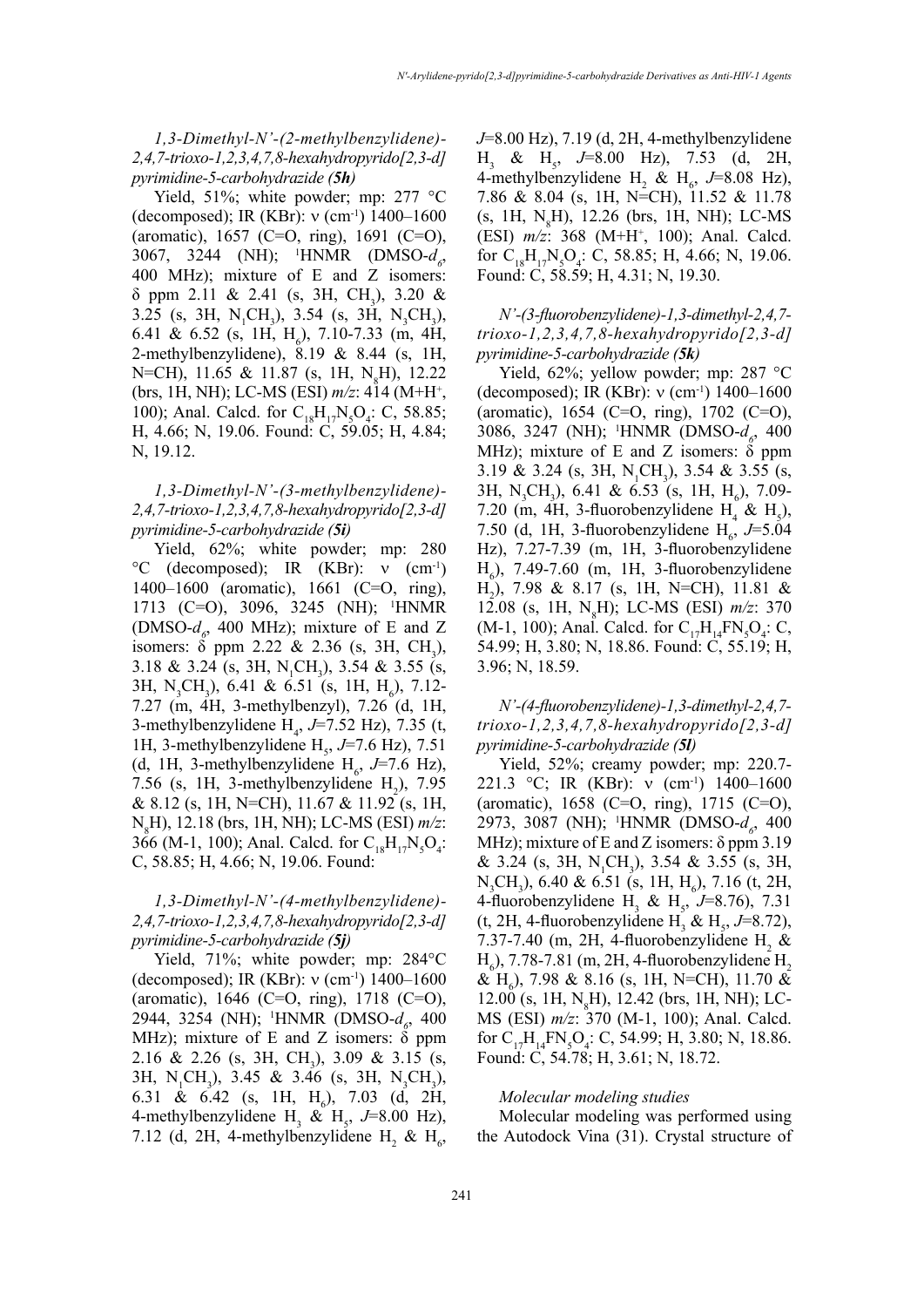*1,3-Dimethyl-N'-(2-methylbenzylidene)-2,4,7-trioxo-1,2,3,4,7,8-hexahydropyrido[2,3-d] pyrimidine-5-carbohydrazide (5h)*

Yield, 51%; white powder; mp: 277 °C (decomposed); IR (KBr): ν ($cm^{-1}$) 1400–1600 (aromatic), 1657 (C=O, ring), 1691 (C=O), 3067, 3244 (NH); $^1$HNMR (DMSO-$d_6$, 400 MHz); mixture of E and Z isomers: δ ppm 2.11 & 2.41 (s, 3H, $CH_3$), 3.20 & 3.25 (s, 3H, $N_1CH_3$), 3.54 (s, 3H, $N_3CH_3$), 6.41 & 6.52 (s, 1H, $H_6$), 7.10-7.33 (m, 4H, 2-methylbenzylidene), 8.19 & 8.44 (s, 1H, N=CH), 11.65 & 11.87 (s, 1H, $N_8$H), 12.22 (brs, 1H, NH); LC-MS (ESI) *m/z*: 414 (M+H$^+$, 100); Anal. Calcd. for $C_{18}H_{17}N_5O_4$: C, 58.85; H, 4.66; N, 19.06. Found: C, 59.05; H, 4.84; N, 19.12.

*1,3-Dimethyl-N'-(3-methylbenzylidene)-2,4,7-trioxo-1,2,3,4,7,8-hexahydropyrido[2,3-d] pyrimidine-5-carbohydrazide (5i)*

Yield, 62%; white powder; mp: 280 °C (decomposed); IR (KBr): ν ($cm^{-1}$) 1400–1600 (aromatic), 1661 (C=O, ring), 1713 (C=O), 3096, 3245 (NH); $^1$HNMR (DMSO-$d_6$, 400 MHz); mixture of E and Z isomers: δ ppm 2.22 & 2.36 (s, 3H, $CH_3$), 3.18 & 3.24 (s, 3H, $N_1CH_3$), 3.54 & 3.55 (s, 3H, $N_3CH_3$), 6.41 & 6.51 (s, 1H, $H_6$), 7.12-7.27 (m, 4H, 3-methylbenzyl), 7.26 (d, 1H, 3-methylbenzylidene $H_4$, *J*=7.52 Hz), 7.35 (t, 1H, 3-methylbenzylidene $H_5$, *J*=7.6 Hz), 7.51 (d, 1H, 3-methylbenzylidene $H_6$, *J*=7.6 Hz), 7.56 (s, 1H, 3-methylbenzylidene $H_2$), 7.95 & 8.12 (s, 1H, N=CH), 11.67 & 11.92 (s, 1H, $N_8$H), 12.18 (brs, 1H, NH); LC-MS (ESI) *m/z*: 366 (M-1, 100); Anal. Calcd. for $C_{18}H_{17}N_5O_4$: C, 58.85; H, 4.66; N, 19.06. Found:

*1,3-Dimethyl-N'-(4-methylbenzylidene)-2,4,7-trioxo-1,2,3,4,7,8-hexahydropyrido[2,3-d] pyrimidine-5-carbohydrazide (5j)*

Yield, 71%; white powder; mp: 284°C (decomposed); IR (KBr): ν ($cm^{-1}$) 1400–1600 (aromatic), 1646 (C=O, ring), 1718 (C=O), 2944, 3254 (NH); $^1$HNMR (DMSO-$d_6$, 400 MHz); mixture of E and Z isomers: δ ppm 2.16 & 2.26 (s, 3H, $CH_3$), 3.09 & 3.15 (s, 3H, $N_1CH_3$), 3.45 & 3.46 (s, 3H, $N_3CH_3$), 6.31 & 6.42 (s, 1H, $H_6$), 7.03 (d, 2H, 4-methylbenzylidene $H_3$ & $H_5$, *J*=8.00 Hz), 7.12 (d, 2H, 4-methylbenzylidene $H_2$ & $H_6$, *J*=8.00 Hz), 7.19 (d, 2H, 4-methylbenzylidene $H_3$ & $H_5$, *J*=8.00 Hz), 7.53 (d, 2H, 4-methylbenzylidene $H_2$ & $H_6$, *J*=8.08 Hz), 7.86 & 8.04 (s, 1H, N=CH), 11.52 & 11.78 (s, 1H, $N_8$H), 12.26 (brs, 1H, NH); LC-MS (ESI) *m/z*: 368 (M+H$^+$, 100); Anal. Calcd. for $C_{18}H_{17}N_5O_4$: C, 58.85; H, 4.66; N, 19.06. Found: C, 58.59; H, 4.31; N, 19.30.

*N'-(3-fluorobenzylidene)-1,3-dimethyl-2,4,7-trioxo-1,2,3,4,7,8-hexahydropyrido[2,3-d] pyrimidine-5-carbohydrazide (5k)*

Yield, 62%; yellow powder; mp: 287 °C (decomposed); IR (KBr): ν ($cm^{-1}$) 1400–1600 (aromatic), 1654 (C=O, ring), 1702 (C=O), 3086, 3247 (NH); $^1$HNMR (DMSO-$d_6$, 400 MHz); mixture of E and Z isomers: δ ppm 3.19 & 3.24 (s, 3H, $N_1CH_3$), 3.54 & 3.55 (s, 3H, $N_3CH_3$), 6.41 & 6.53 (s, 1H, $H_6$), 7.09-7.20 (m, 4H, 3-fluorobenzylidene $H_4$ & $H_5$), 7.50 (d, 1H, 3-fluorobenzylidene $H_6$, *J*=5.04 Hz), 7.27-7.39 (m, 1H, 3-fluorobenzylidene $H_6$), 7.49-7.60 (m, 1H, 3-fluorobenzylidene $H_2$), 7.98 & 8.17 (s, 1H, N=CH), 11.81 & 12.08 (s, 1H, $N_8$H); LC-MS (ESI) *m/z*: 370 (M-1, 100); Anal. Calcd. for $C_{17}H_{14}FN_5O_4$: C, 54.99; H, 3.80; N, 18.86. Found: C, 55.19; H, 3.96; N, 18.59.

*N'-(4-fluorobenzylidene)-1,3-dimethyl-2,4,7-trioxo-1,2,3,4,7,8-hexahydropyrido[2,3-d] pyrimidine-5-carbohydrazide (5l)*

Yield, 52%; creamy powder; mp: 220.7-221.3 °C; IR (KBr): ν ($cm^{-1}$) 1400–1600 (aromatic), 1658 (C=O, ring), 1715 (C=O), 2973, 3087 (NH); $^1$HNMR (DMSO-$d_6$, 400 MHz); mixture of E and Z isomers: δ ppm 3.19 & 3.24 (s, 3H, $N_1CH_3$), 3.54 & 3.55 (s, 3H, $N_3CH_3$), 6.40 & 6.51 (s, 1H, $H_6$), 7.16 (t, 2H, 4-fluorobenzylidene $H_3$ & $H_5$, *J*=8.76), 7.31 (t, 2H, 4-fluorobenzylidene $H_3$ & $H_5$, *J*=8.72), 7.37-7.40 (m, 2H, 4-fluorobenzylidene $H_2$ & $H_6$), 7.78-7.81 (m, 2H, 4-fluorobenzylidene $H_2$ & $H_6$), 7.98 & 8.16 (s, 1H, N=CH), 11.70 & 12.00 (s, 1H, $N_8$H), 12.42 (brs, 1H, NH); LC-MS (ESI) *m/z*: 370 (M-1, 100); Anal. Calcd. for $C_{17}H_{14}FN_5O_4$: C, 54.99; H, 3.80; N, 18.86. Found: C, 54.78; H, 3.61; N, 18.72.

*Molecular modeling studies*

Molecular modeling was performed using the Autodock Vina (31). Crystal structure of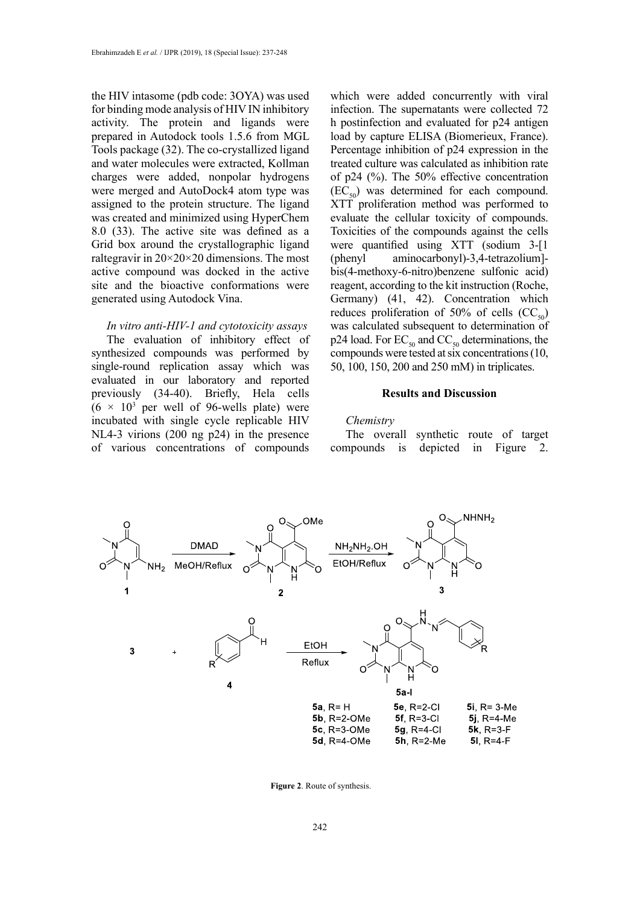the HIV intasome (pdb code: 3OYA) was used for binding mode analysis of HIV IN inhibitory activity. The protein and ligands were prepared in Autodock tools 1.5.6 from MGL Tools package (32). The co-crystallized ligand and water molecules were extracted, Kollman charges were added, nonpolar hydrogens were merged and AutoDock4 atom type was assigned to the protein structure. The ligand was created and minimized using HyperChem 8.0 (33). The active site was defined as a Grid box around the crystallographic ligand raltegravir in 20×20×20 dimensions. The most active compound was docked in the active site and the bioactive conformations were generated using Autodock Vina.

*In vitro anti-HIV-1 and cytotoxicity assays*

The evaluation of inhibitory effect of synthesized compounds was performed by single-round replication assay which was evaluated in our laboratory and reported previously (34-40). Briefly, Hela cells ($6 \times 10^3$ per well of 96-wells plate) were incubated with single cycle replicable HIV NL4-3 virions (200 ng p24) in the presence of various concentrations of compounds which were added concurrently with viral infection. The supernatants were collected 72 h postinfection and evaluated for p24 antigen load by capture ELISA (Biomerieux, France). Percentage inhibition of p24 expression in the treated culture was calculated as inhibition rate of p24 (%). The 50% effective concentration ($EC_{50}$) was determined for each compound. XTT proliferation method was performed to evaluate the cellular toxicity of compounds. Toxicities of the compounds against the cells were quantified using XTT (sodium 3-[1 (phenyl aminocarbonyl)-3,4-tetrazolium]-bis(4-methoxy-6-nitro)benzene sulfonic acid) reagent, according to the kit instruction (Roche, Germany) (41, 42). Concentration which reduces proliferation of 50% of cells ($CC_{50}$) was calculated subsequent to determination of p24 load. For $EC_{50}$ and $CC_{50}$ determinations, the compounds were tested at six concentrations (10, 50, 100, 150, 200 and 250 mM) in triplicates.

## Results and Discussion

*Chemistry*

The overall synthetic route of target compounds is depicted in Figure 2.

**Figure 2**. Route of synthesis.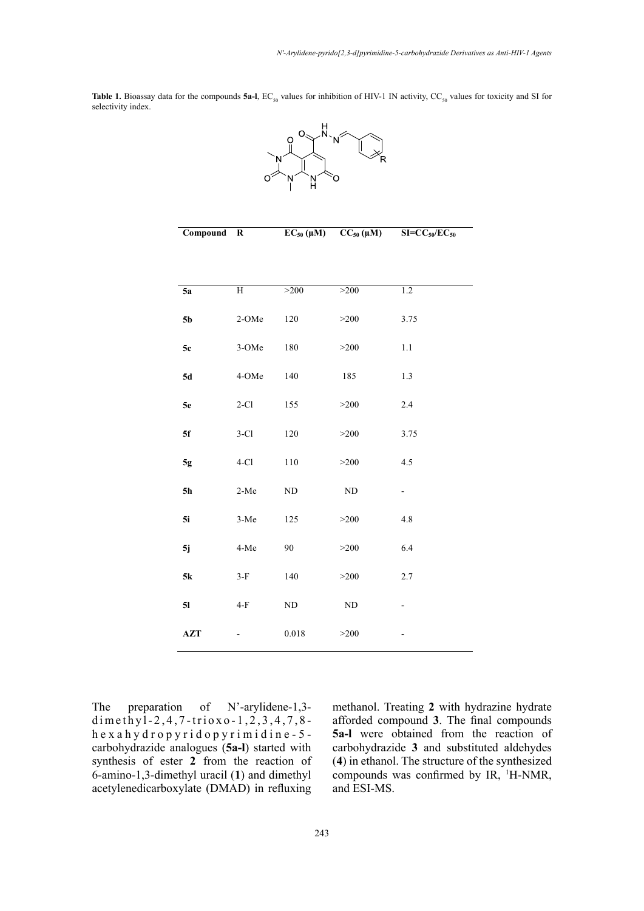**Table 1.** Bioassay data for the compounds **5a-l**, $EC_{50}$ values for inhibition of HIV-1 IN activity, $CC_{50}$ values for toxicity and SI for selectivity index.

| Compound | R | $EC_{50}$ (μM) | $CC_{50}$ (μM) | $SI=CC_{50}/EC_{50}$ |
|---|---|---|---|---|
| **5a** | H | >200 | >200 | 1.2 |
| **5b** | 2-OMe | 120 | >200 | 3.75 |
| **5c** | 3-OMe | 180 | >200 | 1.1 |
| **5d** | 4-OMe | 140 | 185 | 1.3 |
| **5e** | 2-Cl | 155 | >200 | 2.4 |
| **5f** | 3-Cl | 120 | >200 | 3.75 |
| **5g** | 4-Cl | 110 | >200 | 4.5 |
| **5h** | 2-Me | ND | ND | - |
| **5i** | 3-Me | 125 | >200 | 4.8 |
| **5j** | 4-Me | 90 | >200 | 6.4 |
| **5k** | 3-F | 140 | >200 | 2.7 |
| **5l** | 4-F | ND | ND | - |
| **AZT** | - | 0.018 | >200 | - |

The preparation of N'-arylidene-1,3-dimethyl-2,4,7-trioxo-1,2,3,4,7,8-hexahydropyridopyrimidine-5-carbohydrazide analogues (**5a-l**) started with synthesis of ester **2** from the reaction of 6-amino-1,3-dimethyl uracil (**1**) and dimethyl acetylenedicarboxylate (DMAD) in refluxing methanol. Treating **2** with hydrazine hydrate afforded compound **3**. The final compounds **5a-l** were obtained from the reaction of carbohydrazide **3** and substituted aldehydes (**4**) in ethanol. The structure of the synthesized compounds was confirmed by IR, $^{1}$H-NMR, and ESI-MS.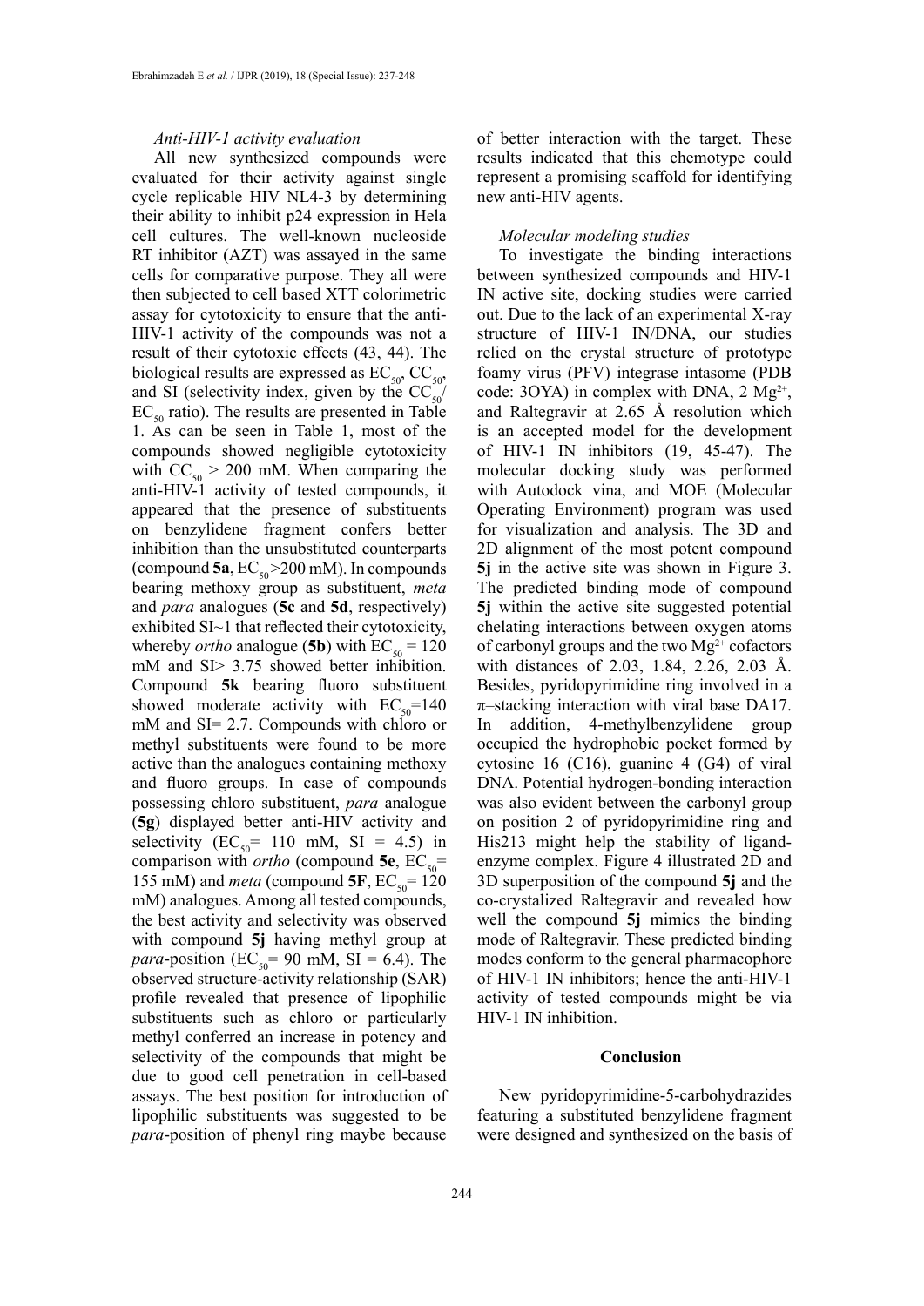### *Anti-HIV-1 activity evaluation*

All new synthesized compounds were evaluated for their activity against single cycle replicable HIV NL4-3 by determining their ability to inhibit p24 expression in Hela cell cultures. The well-known nucleoside RT inhibitor (AZT) was assayed in the same cells for comparative purpose. They all were then subjected to cell based XTT colorimetric assay for cytotoxicity to ensure that the anti-HIV-1 activity of the compounds was not a result of their cytotoxic effects (43, 44). The biological results are expressed as $EC_{50}$, $CC_{50}$, and SI (selectivity index, given by the $CC_{50}$/$EC_{50}$ ratio). The results are presented in Table 1. As can be seen in Table 1, most of the compounds showed negligible cytotoxicity with $CC_{50}$ > 200 mM. When comparing the anti-HIV-1 activity of tested compounds, it appeared that the presence of substituents on benzylidene fragment confers better inhibition than the unsubstituted counterparts (compound **5a**, $EC_{50}$>200 mM). In compounds bearing methoxy group as substituent, *meta* and *para* analogues (**5c** and **5d**, respectively) exhibited SI~1 that reflected their cytotoxicity, whereby *ortho* analogue (**5b**) with $EC_{50}$ = 120 mM and SI> 3.75 showed better inhibition. Compound **5k** bearing fluoro substituent showed moderate activity with $EC_{50}$=140 mM and SI= 2.7. Compounds with chloro or methyl substituents were found to be more active than the analogues containing methoxy and fluoro groups. In case of compounds possessing chloro substituent, *para* analogue (**5g**) displayed better anti-HIV activity and selectivity ($EC_{50}$= 110 mM, SI = 4.5) in comparison with *ortho* (compound **5e**, $EC_{50}$= 155 mM) and *meta* (compound **5F**, $EC_{50}$= 120 mM) analogues. Among all tested compounds, the best activity and selectivity was observed with compound **5j** having methyl group at *para*-position ($EC_{50}$= 90 mM, SI = 6.4). The observed structure-activity relationship (SAR) profile revealed that presence of lipophilic substituents such as chloro or particularly methyl conferred an increase in potency and selectivity of the compounds that might be due to good cell penetration in cell-based assays. The best position for introduction of lipophilic substituents was suggested to be *para*-position of phenyl ring maybe because of better interaction with the target. These results indicated that this chemotype could represent a promising scaffold for identifying new anti-HIV agents.

### *Molecular modeling studies*

To investigate the binding interactions between synthesized compounds and HIV-1 IN active site, docking studies were carried out. Due to the lack of an experimental X-ray structure of HIV-1 IN/DNA, our studies relied on the crystal structure of prototype foamy virus (PFV) integrase intasome (PDB code: 3OYA) in complex with DNA, 2 $Mg^{2+}$, and Raltegravir at 2.65 Å resolution which is an accepted model for the development of HIV-1 IN inhibitors (19, 45-47). The molecular docking study was performed with Autodock vina, and MOE (Molecular Operating Environment) program was used for visualization and analysis. The 3D and 2D alignment of the most potent compound **5j** in the active site was shown in Figure 3. The predicted binding mode of compound **5j** within the active site suggested potential chelating interactions between oxygen atoms of carbonyl groups and the two $Mg^{2+}$ cofactors with distances of 2.03, 1.84, 2.26, 2.03 Å. Besides, pyridopyrimidine ring involved in a π–stacking interaction with viral base DA17. In addition, 4-methylbenzylidene group occupied the hydrophobic pocket formed by cytosine 16 (C16), guanine 4 (G4) of viral DNA. Potential hydrogen-bonding interaction was also evident between the carbonyl group on position 2 of pyridopyrimidine ring and His213 might help the stability of ligand-enzyme complex. Figure 4 illustrated 2D and 3D superposition of the compound **5j** and the co-crystalized Raltegravir and revealed how well the compound **5j** mimics the binding mode of Raltegravir. These predicted binding modes conform to the general pharmacophore of HIV-1 IN inhibitors; hence the anti-HIV-1 activity of tested compounds might be via HIV-1 IN inhibition.

## Conclusion

New pyridopyrimidine-5-carbohydrazides featuring a substituted benzylidene fragment were designed and synthesized on the basis of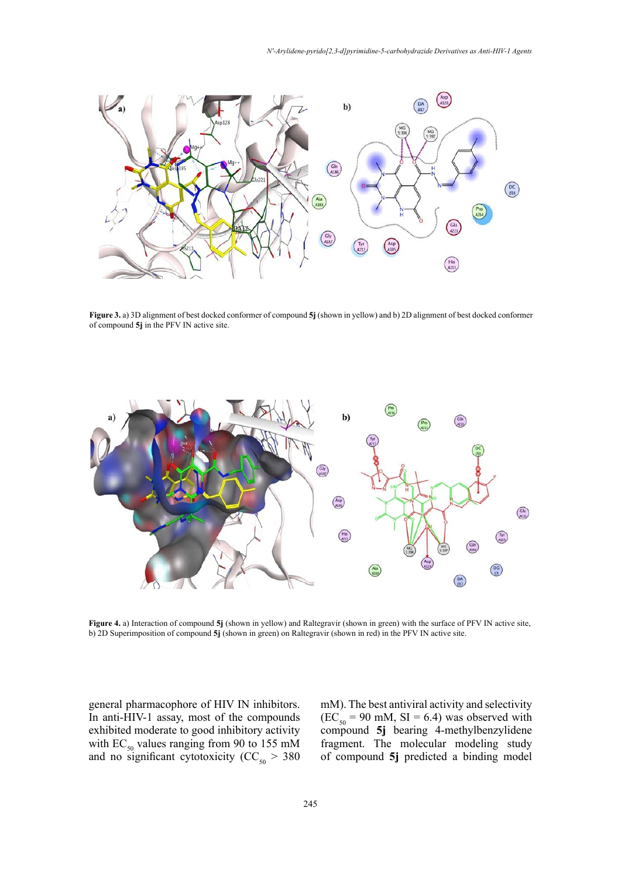**Figure 3.** a) 3D alignment of best docked conformer of compound **5j** (shown in yellow) and b) 2D alignment of best docked conformer of compound **5j** in the PFV IN active site.

**Figure 4.** a) Interaction of compound **5j** (shown in yellow) and Raltegravir (shown in green) with the surface of PFV IN active site, b) 2D Superimposition of compound **5j** (shown in green) on Raltegravir (shown in red) in the PFV IN active site.

general pharmacophore of HIV IN inhibitors. In anti-HIV-1 assay, most of the compounds exhibited moderate to good inhibitory activity with $EC_{50}$ values ranging from 90 to 155 mM and no significant cytotoxicity ($CC_{50}$ > 380 mM). The best antiviral activity and selectivity ($EC_{50}$ = 90 mM, SI = 6.4) was observed with compound **5j** bearing 4-methylbenzylidene fragment. The molecular modeling study of compound **5j** predicted a binding model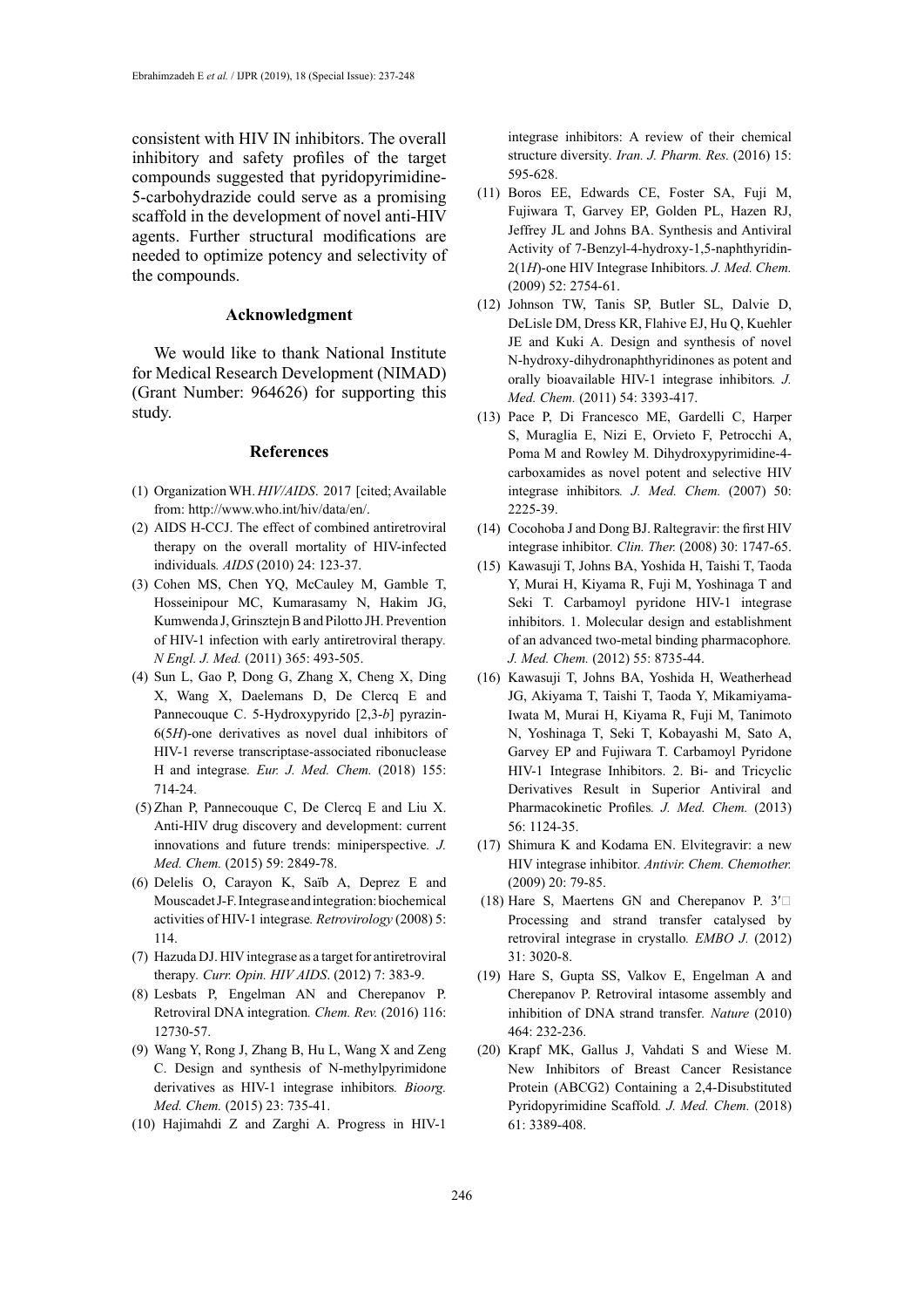consistent with HIV IN inhibitors. The overall inhibitory and safety profiles of the target compounds suggested that pyridopyrimidine-5-carbohydrazide could serve as a promising scaffold in the development of novel anti-HIV agents. Further structural modifications are needed to optimize potency and selectivity of the compounds.

## Acknowledgment

We would like to thank National Institute for Medical Research Development (NIMAD) (Grant Number: 964626) for supporting this study.

## References

(1) Organization WH. *HIV/AIDS*. 2017 [cited; Available from: http://www.who.int/hiv/data/en/.

(2) AIDS H-CCJ. The effect of combined antiretroviral therapy on the overall mortality of HIV-infected individuals. *AIDS* (2010) 24: 123-37.

(3) Cohen MS, Chen YQ, McCauley M, Gamble T, Hosseinipour MC, Kumarasamy N, Hakim JG, Kumwenda J, Grinsztejn B and Pilotto JH. Prevention of HIV-1 infection with early antiretroviral therapy. *N Engl. J. Med.* (2011) 365: 493-505.

(4) Sun L, Gao P, Dong G, Zhang X, Cheng X, Ding X, Wang X, Daelemans D, De Clercq E and Pannecouque C. 5-Hydroxypyrido [2,3-*b*] pyrazin-6(5*H*)-one derivatives as novel dual inhibitors of HIV-1 reverse transcriptase-associated ribonuclease H and integrase. *Eur. J. Med. Chem.* (2018) 155: 714-24.

(5) Zhan P, Pannecouque C, De Clercq E and Liu X. Anti-HIV drug discovery and development: current innovations and future trends: miniperspective. *J. Med. Chem.* (2015) 59: 2849-78.

(6) Delelis O, Carayon K, Saïb A, Deprez E and Mouscadet J-F. Integrase and integration: biochemical activities of HIV-1 integrase. *Retrovirology* (2008) 5: 114.

(7) Hazuda DJ. HIV integrase as a target for antiretroviral therapy. *Curr. Opin. HIV AIDS*. (2012) 7: 383-9.

(8) Lesbats P, Engelman AN and Cherepanov P. Retroviral DNA integration. *Chem. Rev.* (2016) 116: 12730-57.

(9) Wang Y, Rong J, Zhang B, Hu L, Wang X and Zeng C. Design and synthesis of N-methylpyrimidone derivatives as HIV-1 integrase inhibitors. *Bioorg. Med. Chem.* (2015) 23: 735-41.

(10) Hajimahdi Z and Zarghi A. Progress in HIV-1 integrase inhibitors: A review of their chemical structure diversity. *Iran. J. Pharm. Res.* (2016) 15: 595-628.

(11) Boros EE, Edwards CE, Foster SA, Fuji M, Fujiwara T, Garvey EP, Golden PL, Hazen RJ, Jeffrey JL and Johns BA. Synthesis and Antiviral Activity of 7-Benzyl-4-hydroxy-1,5-naphthyridin-2(1*H*)-one HIV Integrase Inhibitors. *J. Med. Chem.* (2009) 52: 2754-61.

(12) Johnson TW, Tanis SP, Butler SL, Dalvie D, DeLisle DM, Dress KR, Flahive EJ, Hu Q, Kuehler JE and Kuki A. Design and synthesis of novel N-hydroxy-dihydronaphthyridinones as potent and orally bioavailable HIV-1 integrase inhibitors. *J. Med. Chem.* (2011) 54: 3393-417.

(13) Pace P, Di Francesco ME, Gardelli C, Harper S, Muraglia E, Nizi E, Orvieto F, Petrocchi A, Poma M and Rowley M. Dihydroxypyrimidine-4-carboxamides as novel potent and selective HIV integrase inhibitors. *J. Med. Chem.* (2007) 50: 2225-39.

(14) Cocohoba J and Dong BJ. Raltegravir: the first HIV integrase inhibitor. *Clin. Ther.* (2008) 30: 1747-65.

(15) Kawasuji T, Johns BA, Yoshida H, Taishi T, Taoda Y, Murai H, Kiyama R, Fuji M, Yoshinaga T and Seki T. Carbamoyl pyridone HIV-1 integrase inhibitors. 1. Molecular design and establishment of an advanced two-metal binding pharmacophore. *J. Med. Chem.* (2012) 55: 8735-44.

(16) Kawasuji T, Johns BA, Yoshida H, Weatherhead JG, Akiyama T, Taishi T, Taoda Y, Mikamiyama-Iwata M, Murai H, Kiyama R, Fuji M, Tanimoto N, Yoshinaga T, Seki T, Kobayashi M, Sato A, Garvey EP and Fujiwara T. Carbamoyl Pyridone HIV-1 Integrase Inhibitors. 2. Bi- and Tricyclic Derivatives Result in Superior Antiviral and Pharmacokinetic Profiles. *J. Med. Chem.* (2013) 56: 1124-35.

(17) Shimura K and Kodama EN. Elvitegravir: a new HIV integrase inhibitor. *Antivir. Chem. Chemother.* (2009) 20: 79-85.

(18) Hare S, Maertens GN and Cherepanov P. 3′□ Processing and strand transfer catalysed by retroviral integrase in crystallo. *EMBO J.* (2012) 31: 3020-8.

(19) Hare S, Gupta SS, Valkov E, Engelman A and Cherepanov P. Retroviral intasome assembly and inhibition of DNA strand transfer. *Nature* (2010) 464: 232-236.

(20) Krapf MK, Gallus J, Vahdati S and Wiese M. New Inhibitors of Breast Cancer Resistance Protein (ABCG2) Containing a 2,4-Disubstituted Pyridopyrimidine Scaffold. *J. Med. Chem.* (2018) 61: 3389-408.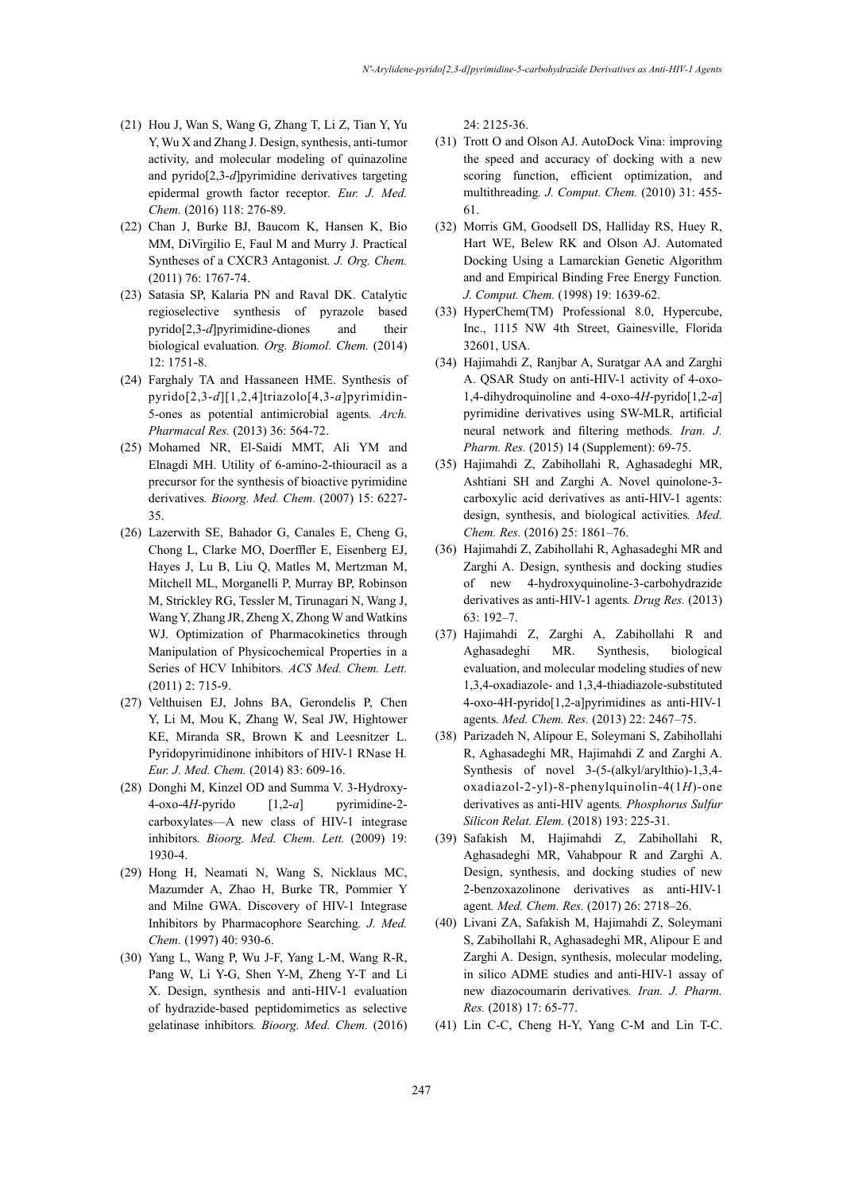(21) Hou J, Wan S, Wang G, Zhang T, Li Z, Tian Y, Yu Y, Wu X and Zhang J. Design, synthesis, anti-tumor activity, and molecular modeling of quinazoline and pyrido[2,3-*d*]pyrimidine derivatives targeting epidermal growth factor receptor. *Eur. J. Med. Chem.* (2016) 118: 276-89.

(22) Chan J, Burke BJ, Baucom K, Hansen K, Bio MM, DiVirgilio E, Faul M and Murry J. Practical Syntheses of a CXCR3 Antagonist. *J. Org. Chem.* (2011) 76: 1767-74.

(23) Satasia SP, Kalaria PN and Raval DK. Catalytic regioselective synthesis of pyrazole based pyrido[2,3-*d*]pyrimidine-diones and their biological evaluation. *Org. Biomol. Chem.* (2014) 12: 1751-8.

(24) Farghaly TA and Hassaneen HME. Synthesis of pyrido[2,3-*d*][1,2,4]triazolo[4,3-*a*]pyrimidin-5-ones as potential antimicrobial agents. *Arch. Pharmacal Res.* (2013) 36: 564-72.

(25) Mohamed NR, El-Saidi MMT, Ali YM and Elnagdi MH. Utility of 6-amino-2-thiouracil as a precursor for the synthesis of bioactive pyrimidine derivatives. *Bioorg. Med. Chem.* (2007) 15: 6227-35.

(26) Lazerwith SE, Bahador G, Canales E, Cheng G, Chong L, Clarke MO, Doerffler E, Eisenberg EJ, Hayes J, Lu B, Liu Q, Matles M, Mertzman M, Mitchell ML, Morganelli P, Murray BP, Robinson M, Strickley RG, Tessler M, Tirunagari N, Wang J, Wang Y, Zhang JR, Zheng X, Zhong W and Watkins WJ. Optimization of Pharmacokinetics through Manipulation of Physicochemical Properties in a Series of HCV Inhibitors. *ACS Med. Chem. Lett.* (2011) 2: 715-9.

(27) Velthuisen EJ, Johns BA, Gerondelis P, Chen Y, Li M, Mou K, Zhang W, Seal JW, Hightower KE, Miranda SR, Brown K and Leesnitzer L. Pyridopyrimidinone inhibitors of HIV-1 RNase H. *Eur. J. Med. Chem.* (2014) 83: 609-16.

(28) Donghi M, Kinzel OD and Summa V. 3-Hydroxy-4-oxo-4*H*-pyrido [1,2-*a*] pyrimidine-2-carboxylates—A new class of HIV-1 integrase inhibitors. *Bioorg. Med. Chem. Lett.* (2009) 19: 1930-4.

(29) Hong H, Neamati N, Wang S, Nicklaus MC, Mazumder A, Zhao H, Burke TR, Pommier Y and Milne GWA. Discovery of HIV-1 Integrase Inhibitors by Pharmacophore Searching. *J. Med. Chem.* (1997) 40: 930-6.

(30) Yang L, Wang P, Wu J-F, Yang L-M, Wang R-R, Pang W, Li Y-G, Shen Y-M, Zheng Y-T and Li X. Design, synthesis and anti-HIV-1 evaluation of hydrazide-based peptidomimetics as selective gelatinase inhibitors. *Bioorg. Med. Chem.* (2016) 24: 2125-36.

(31) Trott O and Olson AJ. AutoDock Vina: improving the speed and accuracy of docking with a new scoring function, efficient optimization, and multithreading. *J. Comput. Chem.* (2010) 31: 455-61.

(32) Morris GM, Goodsell DS, Halliday RS, Huey R, Hart WE, Belew RK and Olson AJ. Automated Docking Using a Lamarckian Genetic Algorithm and and Empirical Binding Free Energy Function. *J. Comput. Chem.* (1998) 19: 1639-62.

(33) HyperChem(TM) Professional 8.0, Hypercube, Inc., 1115 NW 4th Street, Gainesville, Florida 32601, USA.

(34) Hajimahdi Z, Ranjbar A, Suratgar AA and Zarghi A. QSAR Study on anti-HIV-1 activity of 4-oxo-1,4-dihydroquinoline and 4-oxo-4*H*-pyrido[1,2-*a*] pyrimidine derivatives using SW-MLR, artificial neural network and filtering methods. *Iran. J. Pharm. Res.* (2015) 14 (Supplement): 69-75.

(35) Hajimahdi Z, Zabihollahi R, Aghasadeghi MR, Ashtiani SH and Zarghi A. Novel quinolone-3-carboxylic acid derivatives as anti-HIV-1 agents: design, synthesis, and biological activities. *Med. Chem. Res.* (2016) 25: 1861–76.

(36) Hajimahdi Z, Zabihollahi R, Aghasadeghi MR and Zarghi A. Design, synthesis and docking studies of new 4-hydroxyquinoline-3-carbohydrazide derivatives as anti-HIV-1 agents. *Drug Res.* (2013) 63: 192–7.

(37) Hajimahdi Z, Zarghi A, Zabihollahi R and Aghasadeghi MR. Synthesis, biological evaluation, and molecular modeling studies of new 1,3,4-oxadiazole- and 1,3,4-thiadiazole-substituted 4-oxo-4H-pyrido[1,2-a]pyrimidines as anti-HIV-1 agents. *Med. Chem. Res.* (2013) 22: 2467–75.

(38) Parizadeh N, Alipour E, Soleymani S, Zabihollahi R, Aghasadeghi MR, Hajimahdi Z and Zarghi A. Synthesis of novel 3-(5-(alkyl/arylthio)-1,3,4-oxadiazol-2-yl)-8-phenylquinolin-4(1*H*)-one derivatives as anti-HIV agents. *Phosphorus Sulfur Silicon Relat. Elem.* (2018) 193: 225-31.

(39) Safakish M, Hajimahdi Z, Zabihollahi R, Aghasadeghi MR, Vahabpour R and Zarghi A. Design, synthesis, and docking studies of new 2-benzoxazolinone derivatives as anti-HIV-1 agent. *Med. Chem. Res.* (2017) 26: 2718–26.

(40) Livani ZA, Safakish M, Hajimahdi Z, Soleymani S, Zabihollahi R, Aghasadeghi MR, Alipour E and Zarghi A. Design, synthesis, molecular modeling, in silico ADME studies and anti-HIV-1 assay of new diazocoumarin derivatives. *Iran. J. Pharm. Res.* (2018) 17: 65-77.

(41) Lin C-C, Cheng H-Y, Yang C-M and Lin T-C.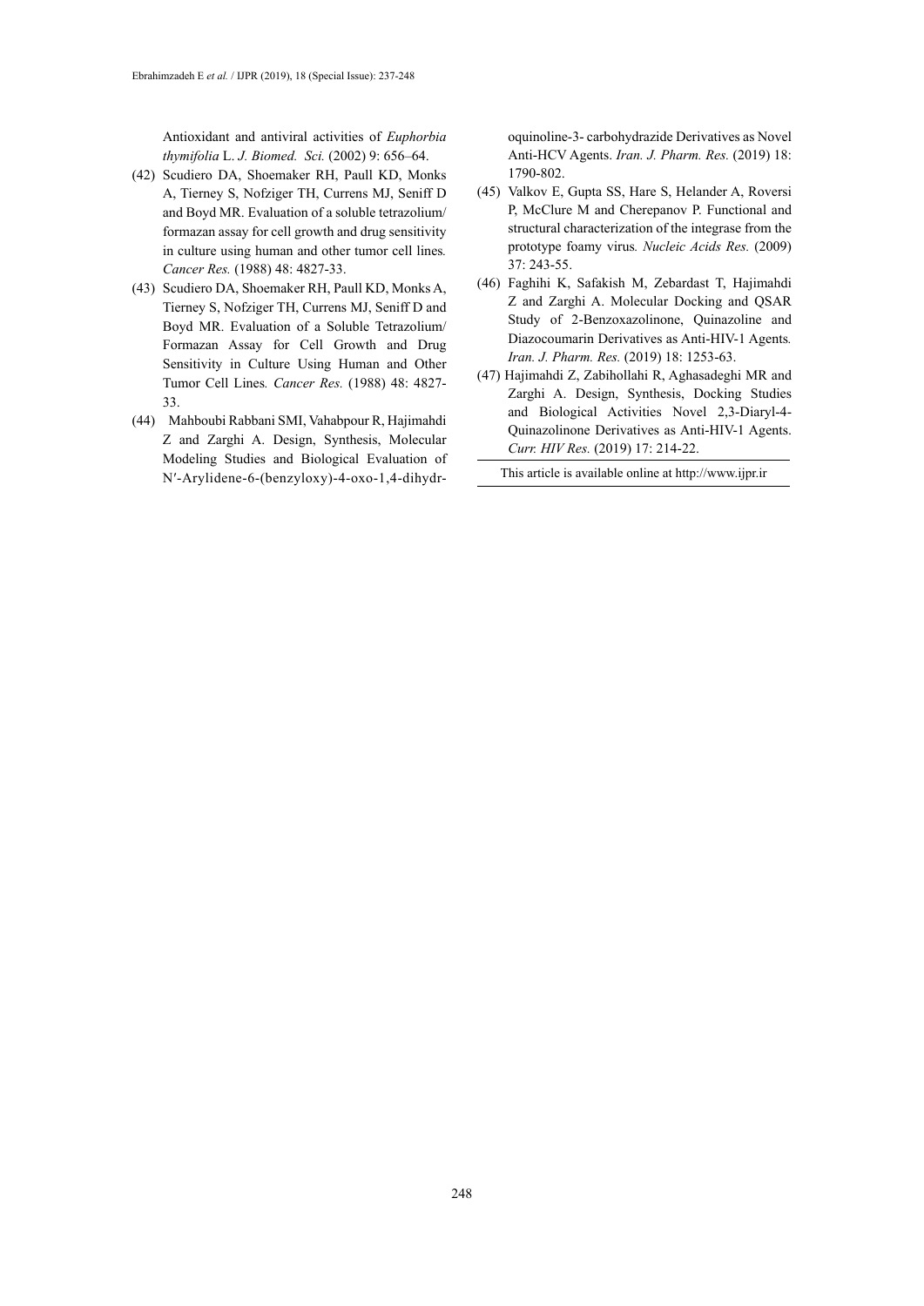Antioxidant and antiviral activities of *Euphorbia thymifolia* L. *J. Biomed. Sci.* (2002) 9: 656–64.

(42) Scudiero DA, Shoemaker RH, Paull KD, Monks A, Tierney S, Nofziger TH, Currens MJ, Seniff D and Boyd MR. Evaluation of a soluble tetrazolium/formazan assay for cell growth and drug sensitivity in culture using human and other tumor cell lines. *Cancer Res.* (1988) 48: 4827-33.

(43) Scudiero DA, Shoemaker RH, Paull KD, Monks A, Tierney S, Nofziger TH, Currens MJ, Seniff D and Boyd MR. Evaluation of a Soluble Tetrazolium/Formazan Assay for Cell Growth and Drug Sensitivity in Culture Using Human and Other Tumor Cell Lines. *Cancer Res.* (1988) 48: 4827-33.

(44) Mahboubi Rabbani SMI, Vahabpour R, Hajimahdi Z and Zarghi A. Design, Synthesis, Molecular Modeling Studies and Biological Evaluation of N′-Arylidene-6-(benzyloxy)-4-oxo-1,4-dihydroquinoline-3- carbohydrazide Derivatives as Novel Anti-HCV Agents. *Iran. J. Pharm. Res.* (2019) 18: 1790-802.

(45) Valkov E, Gupta SS, Hare S, Helander A, Roversi P, McClure M and Cherepanov P. Functional and structural characterization of the integrase from the prototype foamy virus. *Nucleic Acids Res.* (2009) 37: 243-55.

(46) Faghihi K, Safakish M, Zebardast T, Hajimahdi Z and Zarghi A. Molecular Docking and QSAR Study of 2-Benzoxazolinone, Quinazoline and Diazocoumarin Derivatives as Anti-HIV-1 Agents. *Iran. J. Pharm. Res.* (2019) 18: 1253-63.

(47) Hajimahdi Z, Zabihollahi R, Aghasadeghi MR and Zarghi A. Design, Synthesis, Docking Studies and Biological Activities Novel 2,3-Diaryl-4-Quinazolinone Derivatives as Anti-HIV-1 Agents. *Curr. HIV Res.* (2019) 17: 214-22.

This article is available online at http://www.ijpr.ir